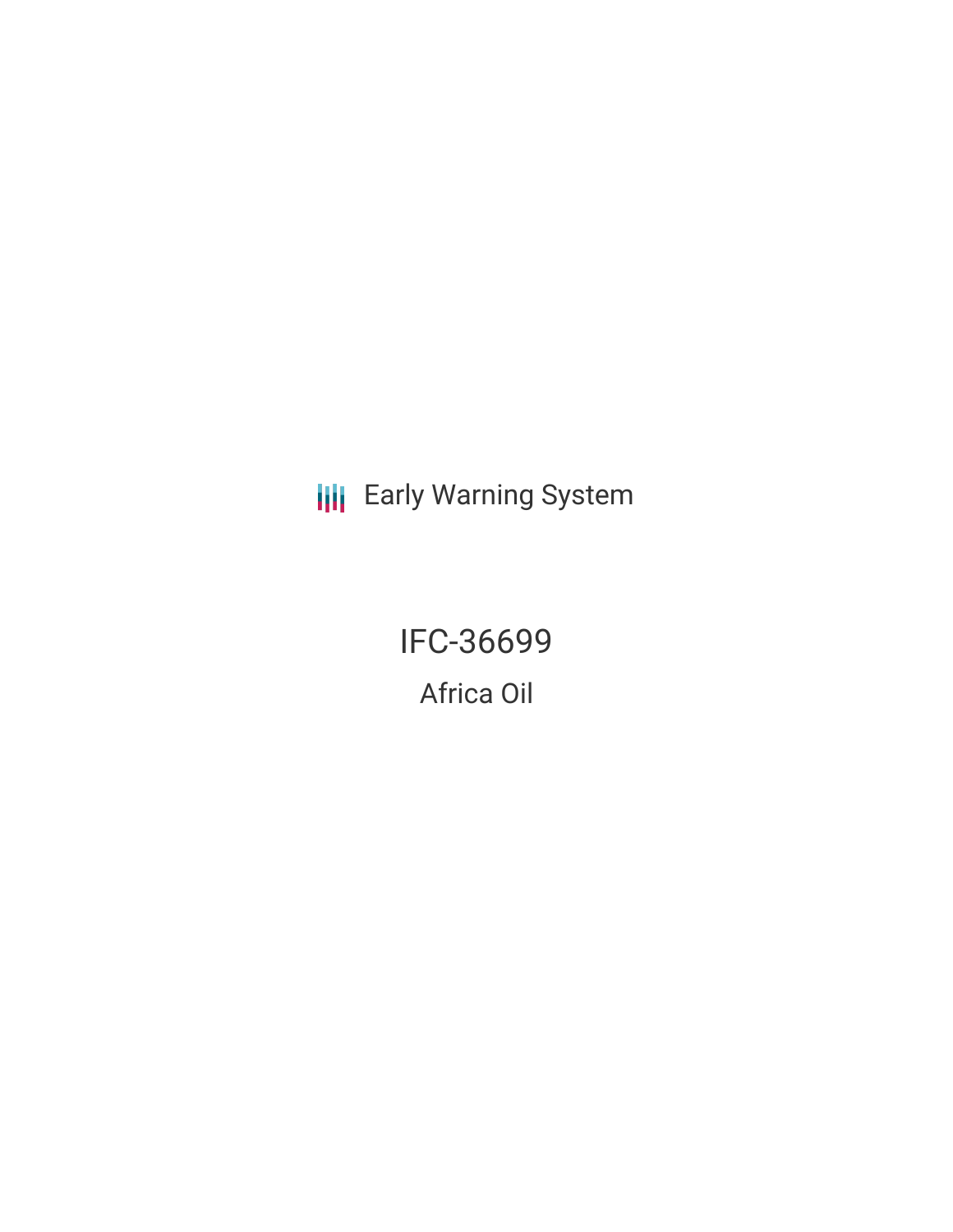Early Warning System

# IFC-36699

## Africa Oil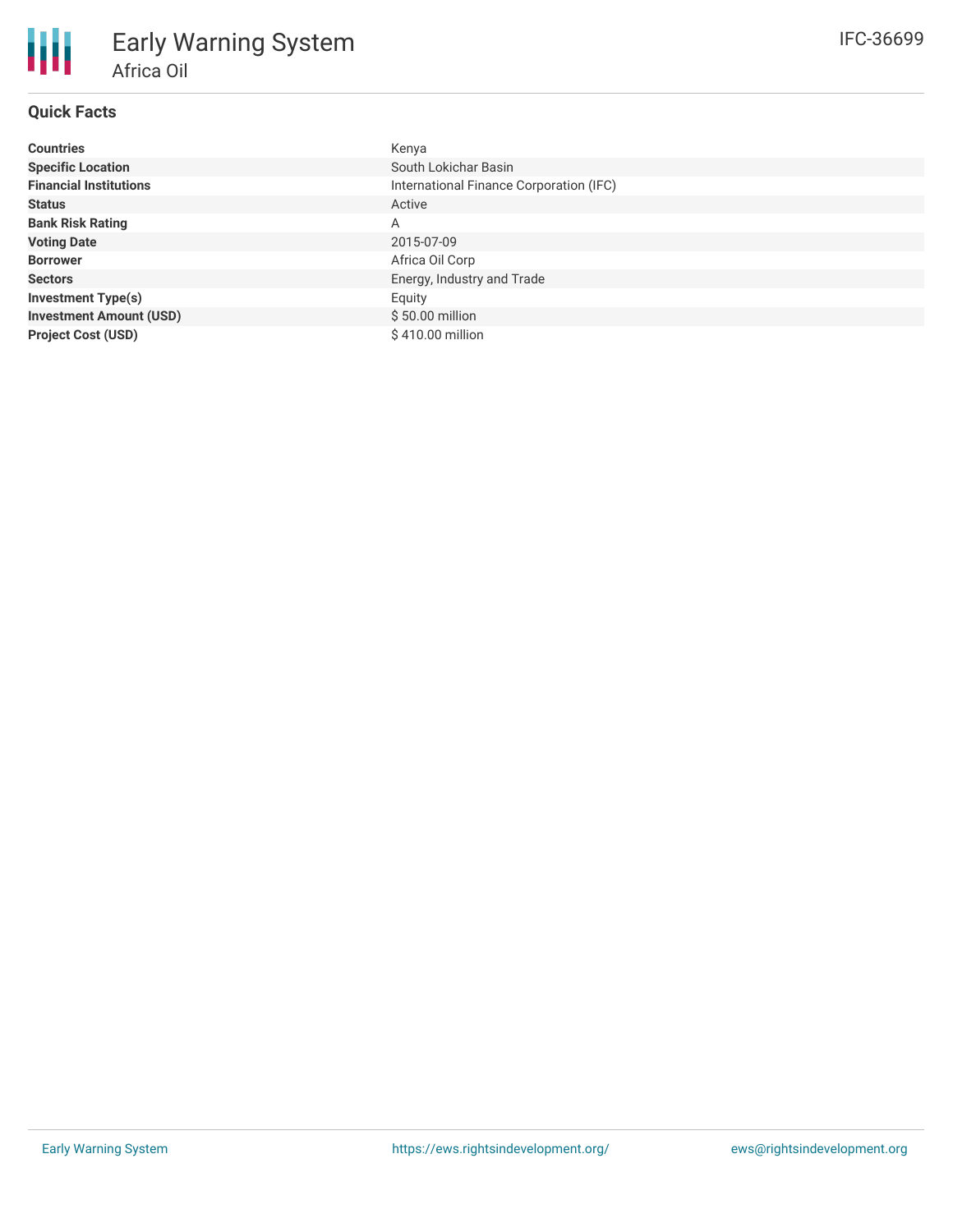# Early Warning System

## Africa Oil

IFC-36699

### Quick Facts

| | |
|---|---|
| **Countries** | Kenya |
| **Specific Location** | South Lokichar Basin |
| **Financial Institutions** | International Finance Corporation (IFC) |
| **Status** | Active |
| **Bank Risk Rating** | A |
| **Voting Date** | 2015-07-09 |
| **Borrower** | Africa Oil Corp |
| **Sectors** | Energy, Industry and Trade |
| **Investment Type(s)** | Equity |
| **Investment Amount (USD)** | $ 50.00 million |
| **Project Cost (USD)** | $ 410.00 million |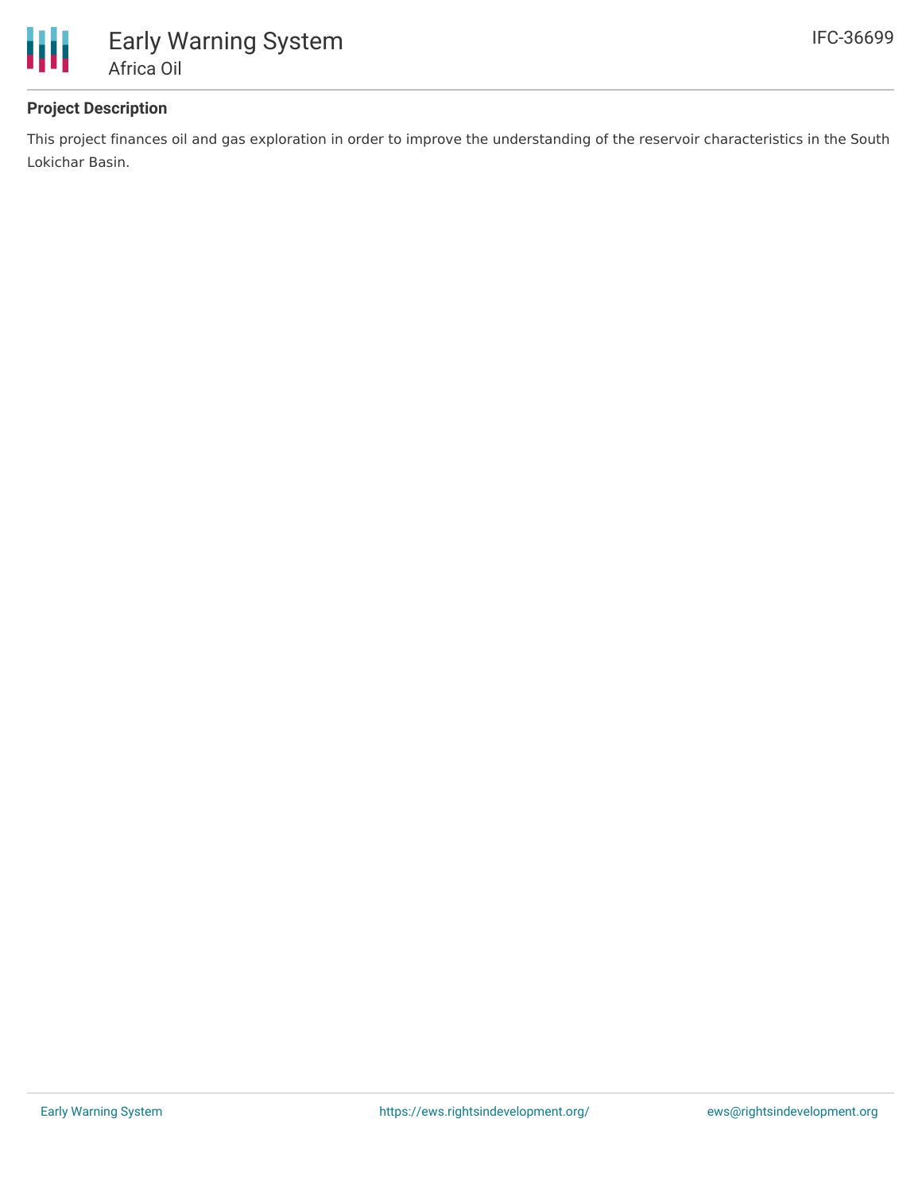### Project Description

This project finances oil and gas exploration in order to improve the understanding of the reservoir characteristics in the South Lokichar Basin.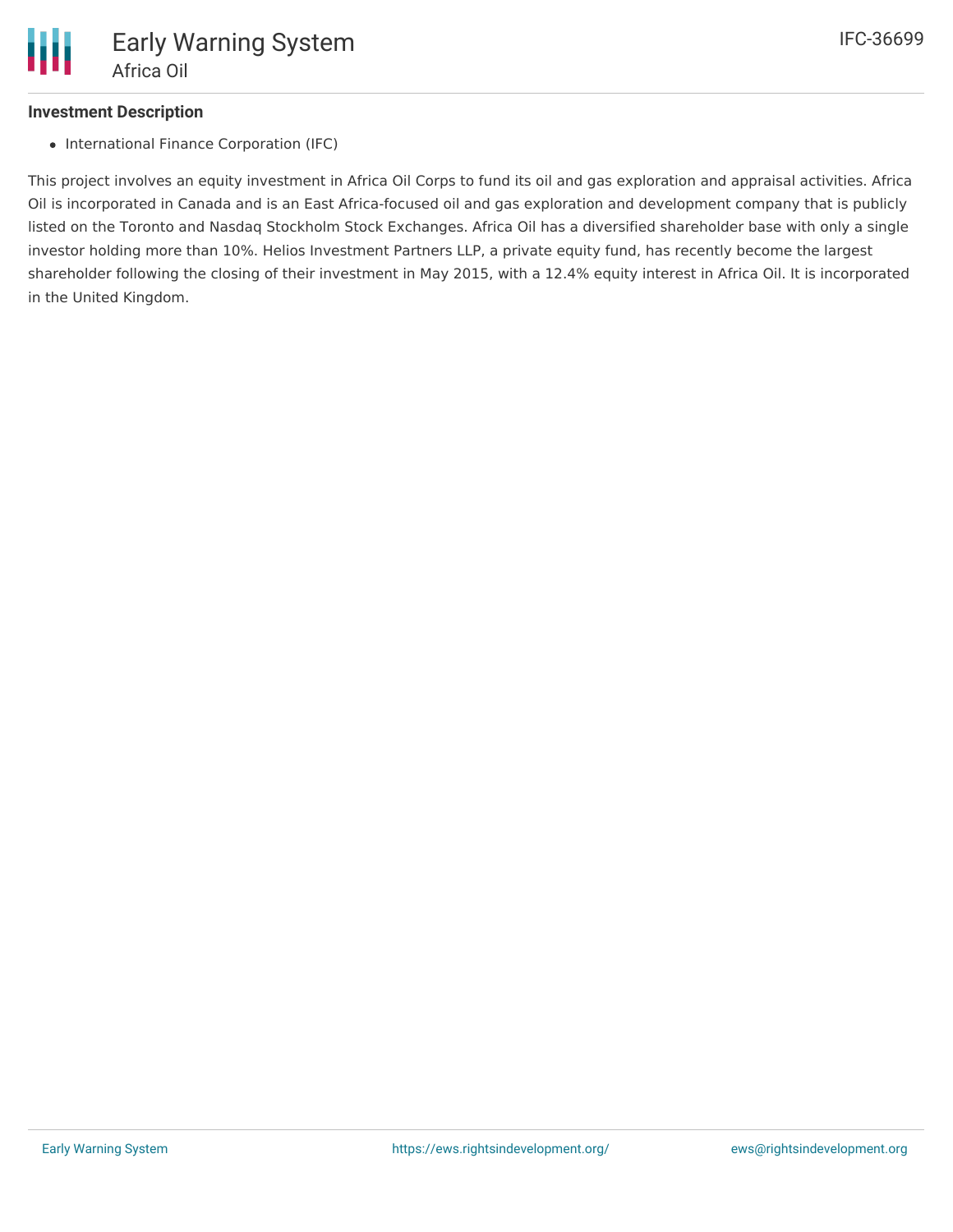**Investment Description**

- International Finance Corporation (IFC)

This project involves an equity investment in Africa Oil Corps to fund its oil and gas exploration and appraisal activities. Africa Oil is incorporated in Canada and is an East Africa-focused oil and gas exploration and development company that is publicly listed on the Toronto and Nasdaq Stockholm Stock Exchanges. Africa Oil has a diversified shareholder base with only a single investor holding more than 10%. Helios Investment Partners LLP, a private equity fund, has recently become the largest shareholder following the closing of their investment in May 2015, with a 12.4% equity interest in Africa Oil. It is incorporated in the United Kingdom.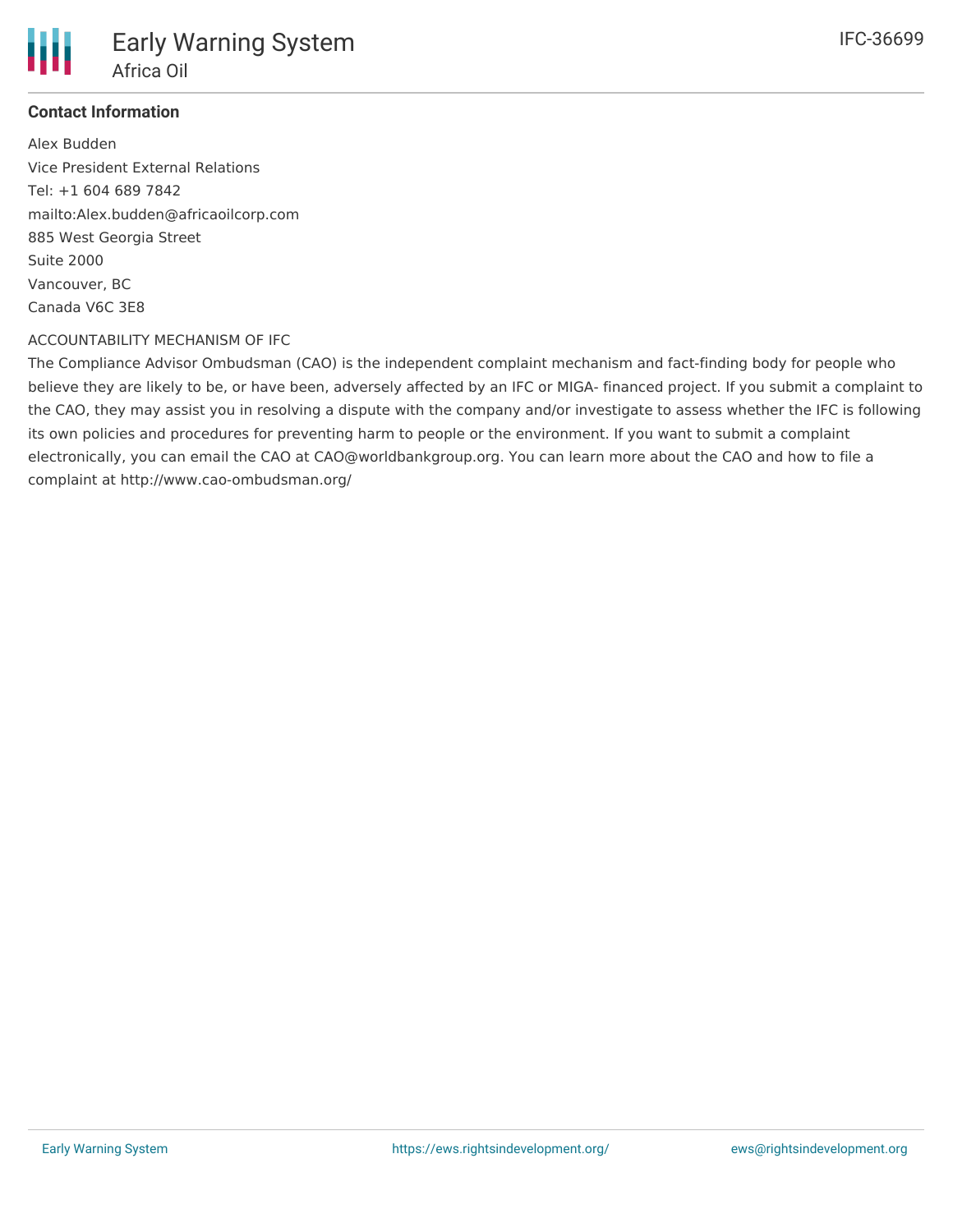**Contact Information**

Alex Budden
Vice President External Relations
Tel: +1 604 689 7842
mailto:Alex.budden@africaoilcorp.com
885 West Georgia Street
Suite 2000
Vancouver, BC
Canada V6C 3E8

ACCOUNTABILITY MECHANISM OF IFC

The Compliance Advisor Ombudsman (CAO) is the independent complaint mechanism and fact-finding body for people who believe they are likely to be, or have been, adversely affected by an IFC or MIGA- financed project. If you submit a complaint to the CAO, they may assist you in resolving a dispute with the company and/or investigate to assess whether the IFC is following its own policies and procedures for preventing harm to people or the environment. If you want to submit a complaint electronically, you can email the CAO at CAO@worldbankgroup.org. You can learn more about the CAO and how to file a complaint at http://www.cao-ombudsman.org/